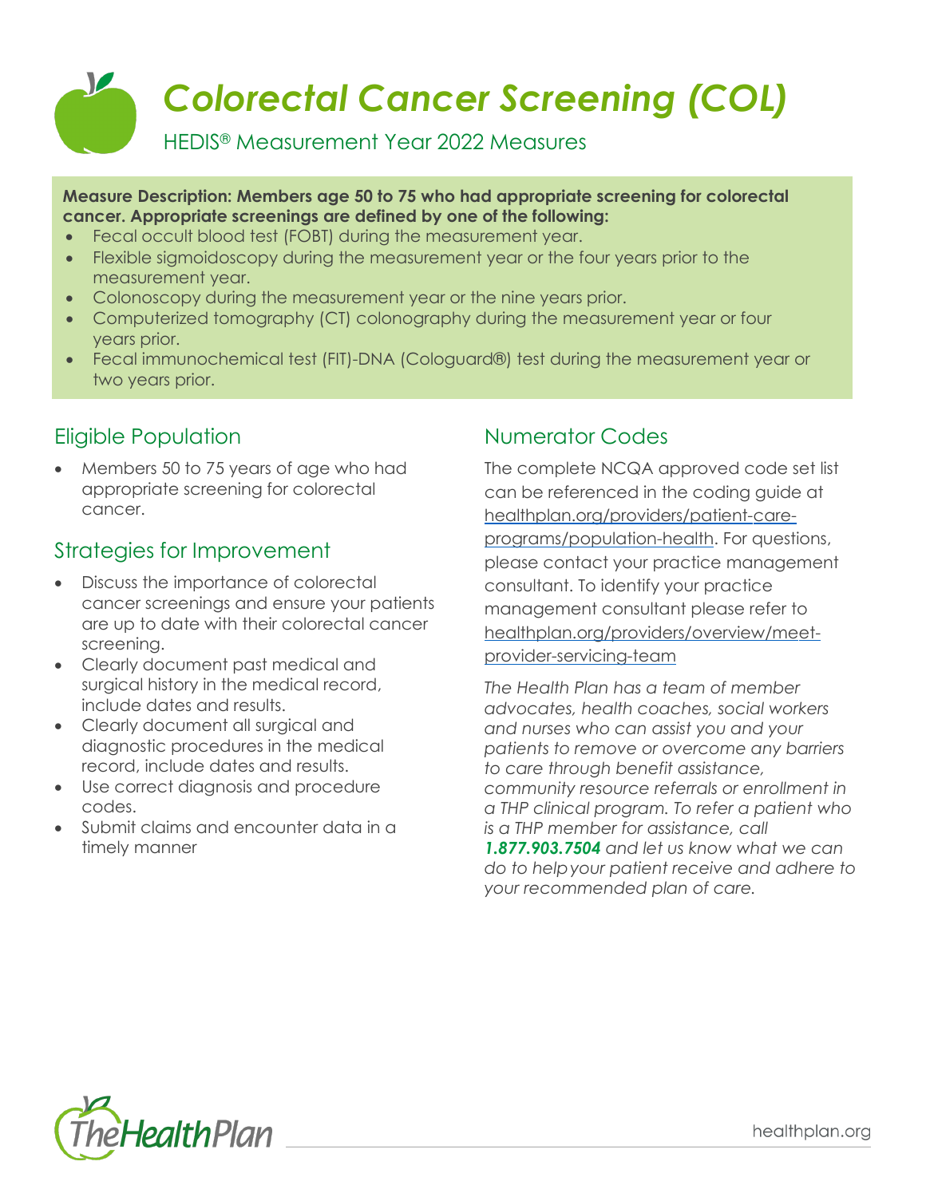# *Colorectal Cancer Screening (COL)*

HEDIS® Measurement Year 2022 Measures

**Measure Description: Members age 50 to 75 who had appropriate screening for colorectal cancer. Appropriate screenings are defined by one of the following:**

- Fecal occult blood test (FOBT) during the measurement year.
- Flexible sigmoidoscopy during the measurement year or the four years prior to the measurement year.
- Colonoscopy during the measurement year or the nine years prior.
- Computerized tomography (CT) colonography during the measurement year or four years prior.
- Fecal immunochemical test (FIT)-DNA (Cologuard®) test during the measurement year or two years prior.

## Eligible Population

- Members 50 to 75 years of age who had appropriate screening for colorectal cancer.

## Strategies for Improvement

- Discuss the importance of colorectal cancer screenings and ensure your patients are up to date with their colorectal cancer screening.
- Clearly document past medical and surgical history in the medical record, include dates and results.
- Clearly document all surgical and diagnostic procedures in the medical record, include dates and results.
- Use correct diagnosis and procedure codes.
- Submit claims and encounter data in a timely manner

## Numerator Codes

The complete NCQA approved code set list can be referenced in the coding guide at healthplan.org/providers/patient-care-programs/population-health. For questions, please contact your practice management consultant. To identify your practice management consultant please refer to healthplan.org/providers/overview/meet-provider-servicing-team

*The Health Plan has a team of member advocates, health coaches, social workers and nurses who can assist you and your patients to remove or overcome any barriers to care through benefit assistance, community resource referrals or enrollment in a THP clinical program. To refer a patient who is a THP member for assistance, call **1.877.903.7504** and let us know what we can do to help your patient receive and adhere to your recommended plan of care.*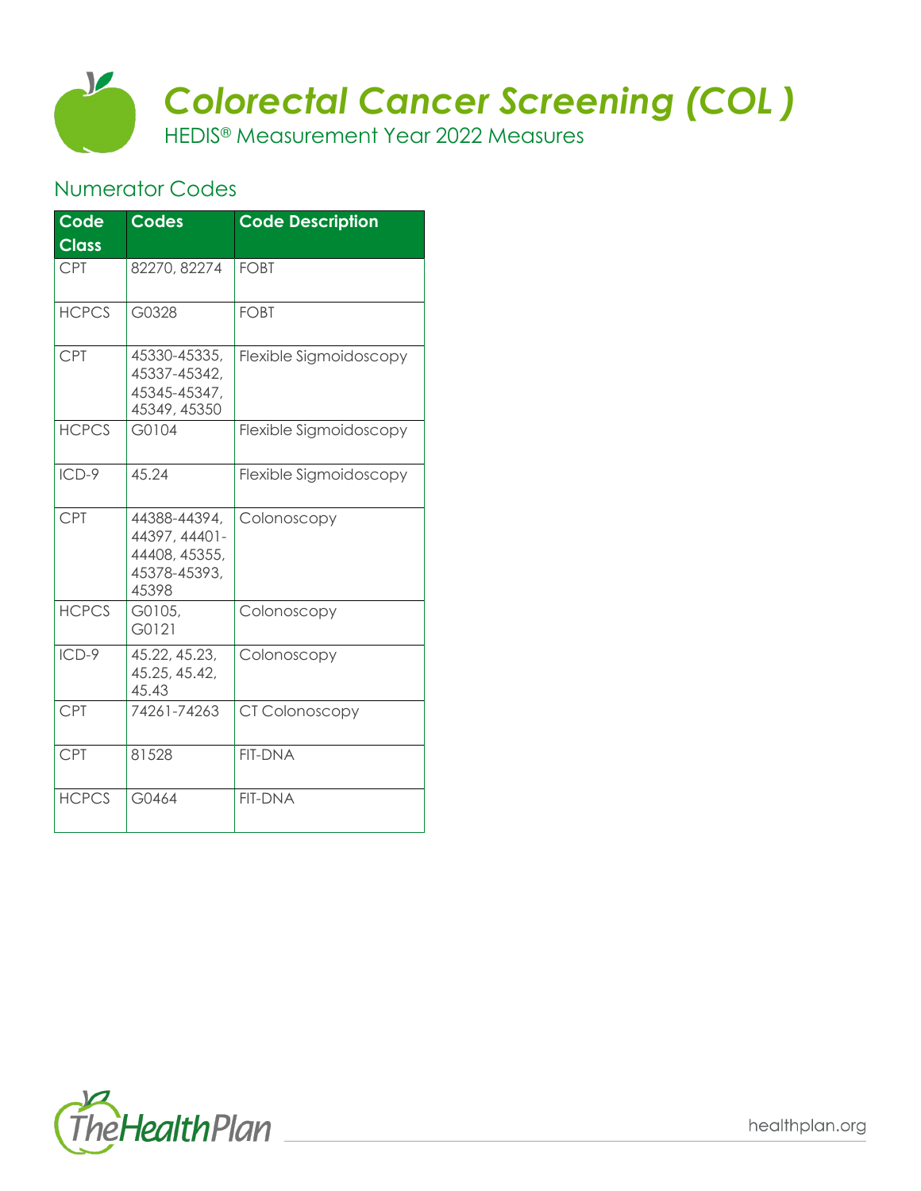# Colorectal Cancer Screening (COL )

HEDIS® Measurement Year 2022 Measures

## Numerator Codes

| Code Class | Codes | Code Description |
|---|---|---|
| CPT | 82270, 82274 | FOBT |
| HCPCS | G0328 | FOBT |
| CPT | 45330-45335, 45337-45342, 45345-45347, 45349, 45350 | Flexible Sigmoidoscopy |
| HCPCS | G0104 | Flexible Sigmoidoscopy |
| ICD-9 | 45.24 | Flexible Sigmoidoscopy |
| CPT | 44388-44394, 44397, 44401-44408, 45355, 45378-45393, 45398 | Colonoscopy |
| HCPCS | G0105, G0121 | Colonoscopy |
| ICD-9 | 45.22, 45.23, 45.25, 45.42, 45.43 | Colonoscopy |
| CPT | 74261-74263 | CT Colonoscopy |
| CPT | 81528 | FIT-DNA |
| HCPCS | G0464 | FIT-DNA |

TheHealthPlan

healthplan.org